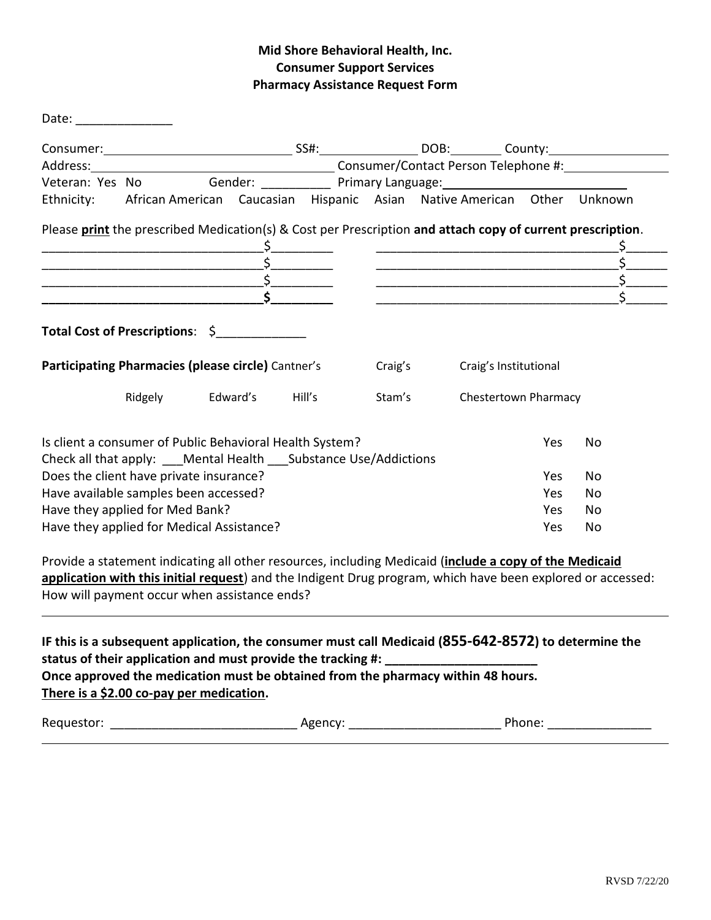**Mid Shore Behavioral Health, Inc.**
**Consumer Support Services**
**Pharmacy Assistance Request Form**

Date: ______________

Consumer: ____________________________ SS#: ______________ DOB: _______ County: ________________

Address: ____________________________________ Consumer/Contact Person Telephone #: ______________

Veteran: Yes No Gender: __________ Primary Language: __________________________

Ethnicity: African American Caucasian Hispanic Asian Native American Other Unknown

Please **print** the prescribed Medication(s) & Cost per Prescription **and attach copy of current prescription**.

________________________________$_________ ___________________________________$______
________________________________$_________ ___________________________________$______
________________________________$_________ ___________________________________$______
**________________________________$_________** ___________________________________$______

**Total Cost of Prescriptions**: $_____________

**Participating Pharmacies (please circle)** Cantner's Craig's Craig's Institutional

Ridgely Edward's Hill's Stam's Chestertown Pharmacy

| | | |
|---|---|---|
| Is client a consumer of Public Behavioral Health System? | Yes | No |
| Check all that apply: ___Mental Health ___Substance Use/Addictions | | |
| Does the client have private insurance? | Yes | No |
| Have available samples been accessed? | Yes | No |
| Have they applied for Med Bank? | Yes | No |
| Have they applied for Medical Assistance? | Yes | No |

Provide a statement indicating all other resources, including Medicaid (**include a copy of the Medicaid application with this initial request**) and the Indigent Drug program, which have been explored or accessed: How will payment occur when assistance ends?

---

**IF this is a subsequent application, the consumer must call Medicaid (855-642-8572) to determine the status of their application and must provide the tracking #: ______________________**
**Once approved the medication must be obtained from the pharmacy within 48 hours.**
**There is a $2.00 co-pay per medication.**

Requestor: ___________________________ Agency: ______________________ Phone: _______________

RVSD 7/22/20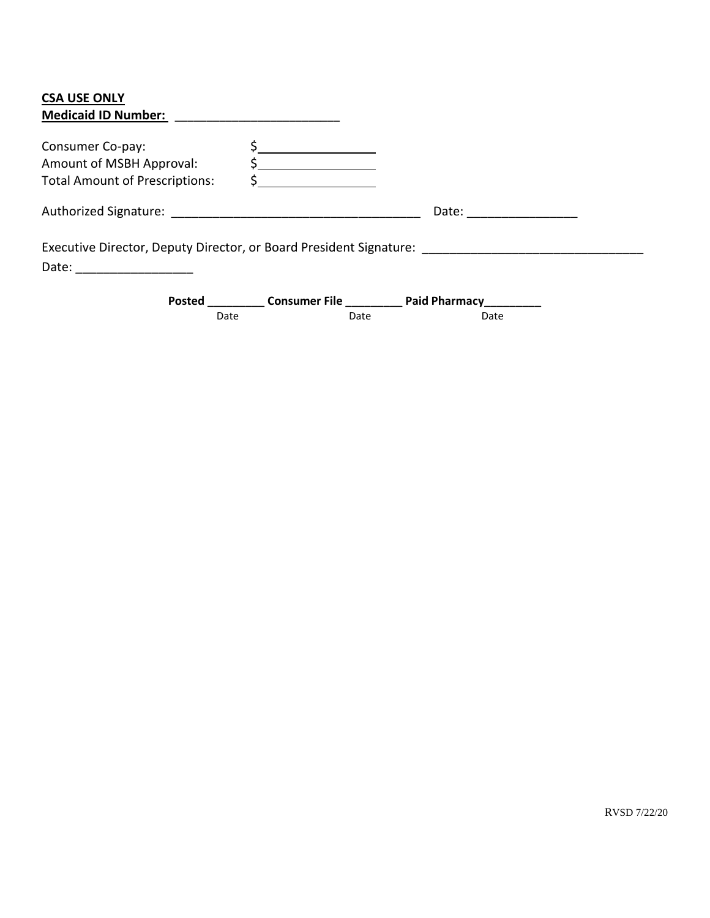**CSA USE ONLY**

**Medicaid ID Number:** ________________________

Consumer Co-pay: $__________________

Amount of MSBH Approval: $__________________

Total Amount of Prescriptions: $__________________

Authorized Signature: ____________________________________ Date: ________________

Executive Director, Deputy Director, or Board President Signature: ________________________________

Date: _________________

**Posted** _________ **Consumer File** _________ **Paid Pharmacy**_________

Date Date Date

RVSD 7/22/20